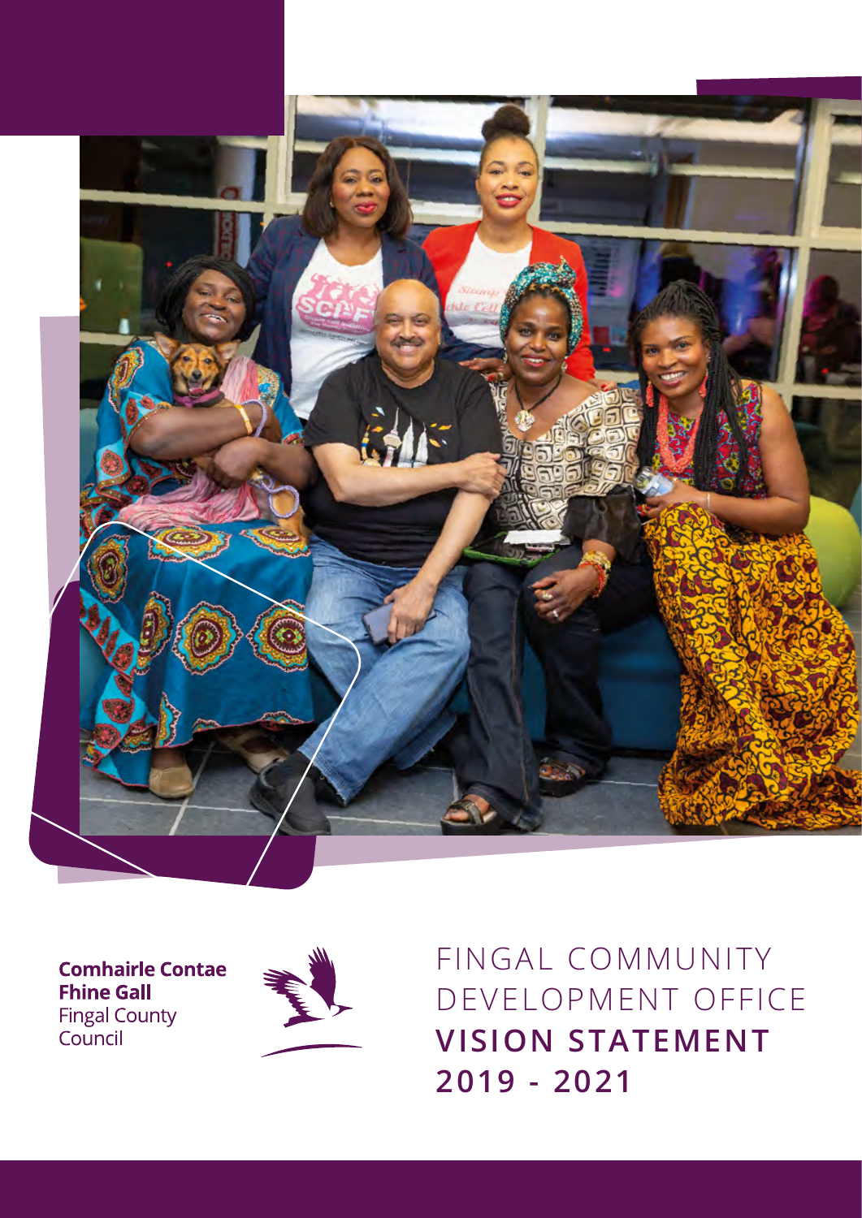**Comhairle Contae Fhine Gall**
Fingal County Council

# FINGAL COMMUNITY DEVELOPMENT OFFICE **VISION STATEMENT 2019 - 2021**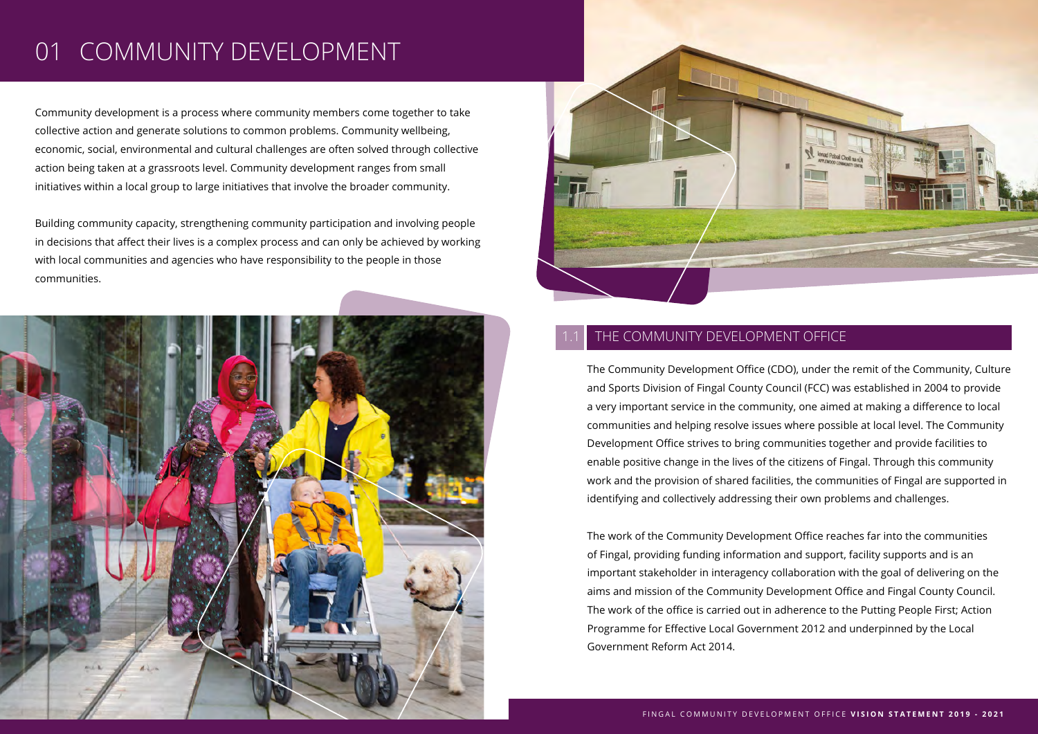# 01 COMMUNITY DEVELOPMENT

Community development is a process where community members come together to take collective action and generate solutions to common problems. Community wellbeing, economic, social, environmental and cultural challenges are often solved through collective action being taken at a grassroots level. Community development ranges from small initiatives within a local group to large initiatives that involve the broader community.

Building community capacity, strengthening community participation and involving people in decisions that affect their lives is a complex process and can only be achieved by working with local communities and agencies who have responsibility to the people in those communities.

## 1.1 THE COMMUNITY DEVELOPMENT OFFICE

The Community Development Office (CDO), under the remit of the Community, Culture and Sports Division of Fingal County Council (FCC) was established in 2004 to provide a very important service in the community, one aimed at making a difference to local communities and helping resolve issues where possible at local level. The Community Development Office strives to bring communities together and provide facilities to enable positive change in the lives of the citizens of Fingal. Through this community work and the provision of shared facilities, the communities of Fingal are supported in identifying and collectively addressing their own problems and challenges.

The work of the Community Development Office reaches far into the communities of Fingal, providing funding information and support, facility supports and is an important stakeholder in interagency collaboration with the goal of delivering on the aims and mission of the Community Development Office and Fingal County Council. The work of the office is carried out in adherence to the Putting People First; Action Programme for Effective Local Government 2012 and underpinned by the Local Government Reform Act 2014.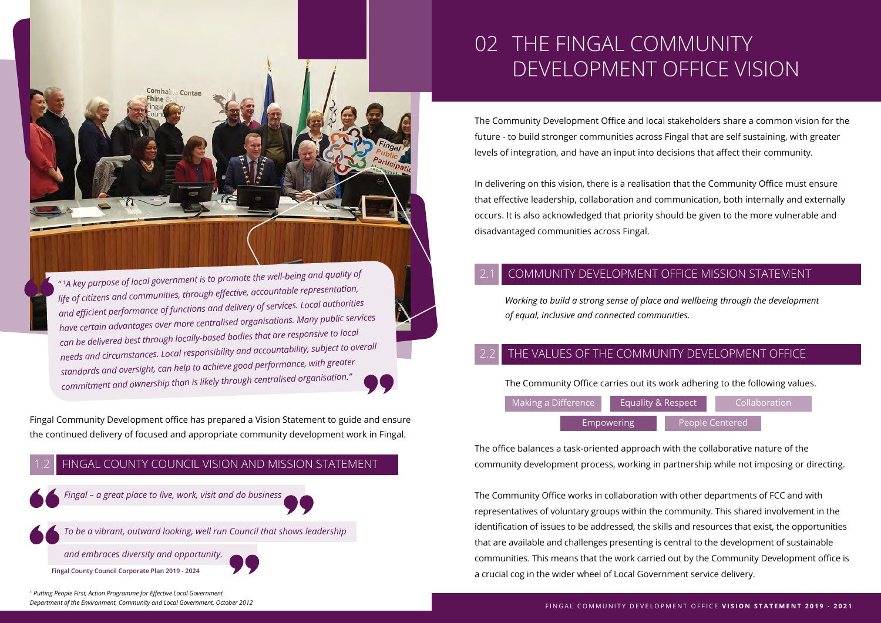> "[1]A key purpose of local government is to promote the well-being and quality of life of citizens and communities, through effective, accountable representation, and efficient performance of functions and delivery of services. Local authorities have certain advantages over more centralised organisations. Many public services can be delivered best through locally-based bodies that are responsive to local needs and circumstances. Local responsibility and accountability, subject to overall standards and oversight, can help to achieve good performance, with greater commitment and ownership than is likely through centralised organisation."

Fingal Community Development office has prepared a Vision Statement to guide and ensure the continued delivery of focused and appropriate community development work in Fingal.

## 1.2 FINGAL COUNTY COUNCIL VISION AND MISSION STATEMENT

> *Fingal – a great place to live, work, visit and do business*

> *To be a vibrant, outward looking, well run Council that shows leadership and embraces diversity and opportunity.*

**Fingal County Council Corporate Plan 2019 - 2024**

[1] *Putting People First, Action Programme for Effective Local Government Department of the Environment, Community and Local Government, October 2012*

# 02 THE FINGAL COMMUNITY DEVELOPMENT OFFICE VISION

The Community Development Office and local stakeholders share a common vision for the future - to build stronger communities across Fingal that are self sustaining, with greater levels of integration, and have an input into decisions that affect their community.

In delivering on this vision, there is a realisation that the Community Office must ensure that effective leadership, collaboration and communication, both internally and externally occurs. It is also acknowledged that priority should be given to the more vulnerable and disadvantaged communities across Fingal.

## 2.1 COMMUNITY DEVELOPMENT OFFICE MISSION STATEMENT

*Working to build a strong sense of place and wellbeing through the development of equal, inclusive and connected communities.*

## 2.2 THE VALUES OF THE COMMUNITY DEVELOPMENT OFFICE

The Community Office carries out its work adhering to the following values.

- Making a Difference
- Equality & Respect
- Collaboration
- Empowering
- People Centered

The office balances a task-oriented approach with the collaborative nature of the community development process, working in partnership while not imposing or directing.

The Community Office works in collaboration with other departments of FCC and with representatives of voluntary groups within the community. This shared involvement in the identification of issues to be addressed, the skills and resources that exist, the opportunities that are available and challenges presenting is central to the development of sustainable communities. This means that the work carried out by the Community Development office is a crucial cog in the wider wheel of Local Government service delivery.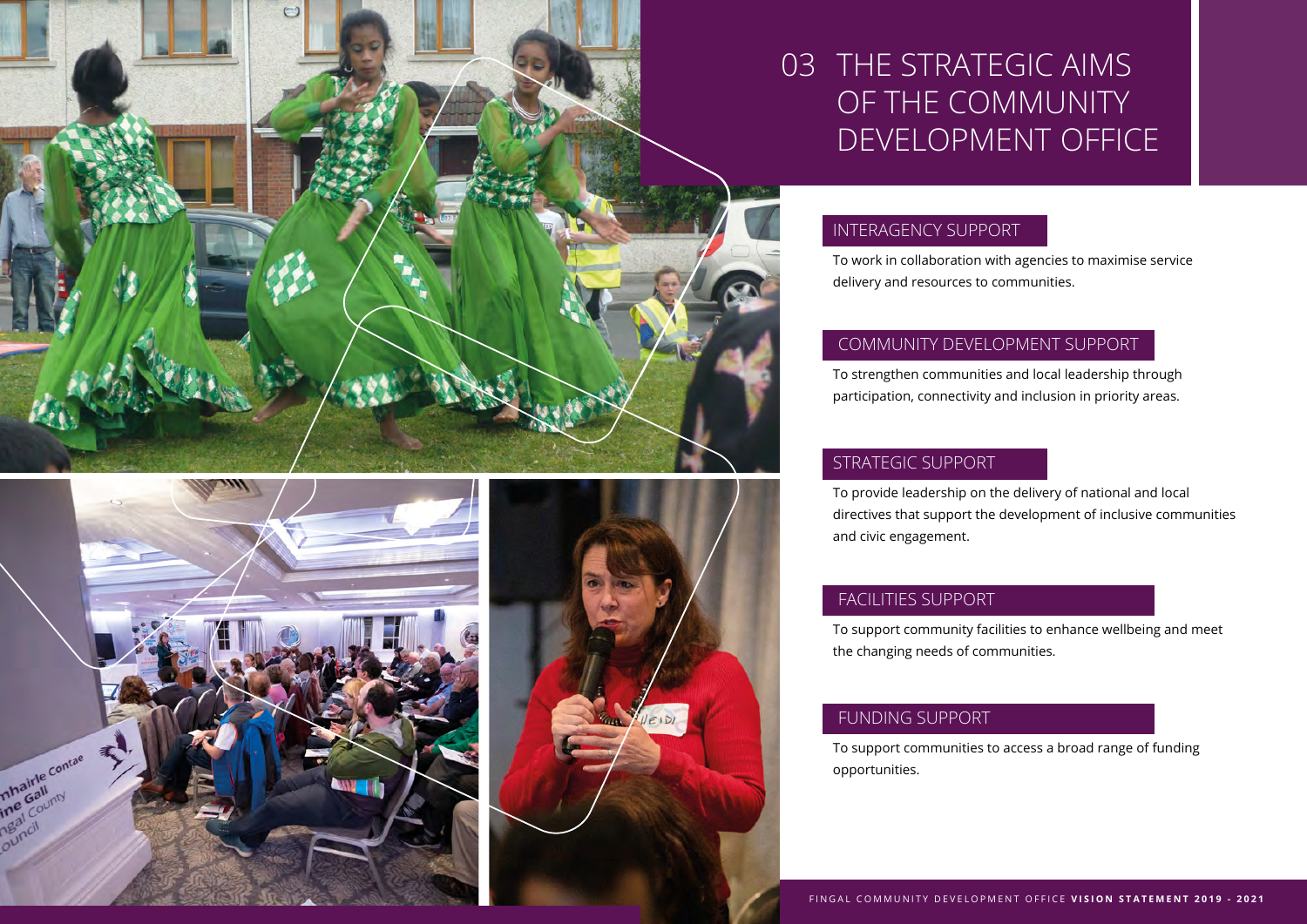# 03 THE STRATEGIC AIMS OF THE COMMUNITY DEVELOPMENT OFFICE

## INTERAGENCY SUPPORT

To work in collaboration with agencies to maximise service delivery and resources to communities.

## COMMUNITY DEVELOPMENT SUPPORT

To strengthen communities and local leadership through participation, connectivity and inclusion in priority areas.

## STRATEGIC SUPPORT

To provide leadership on the delivery of national and local directives that support the development of inclusive communities and civic engagement.

## FACILITIES SUPPORT

To support community facilities to enhance wellbeing and meet the changing needs of communities.

## FUNDING SUPPORT

To support communities to access a broad range of funding opportunities.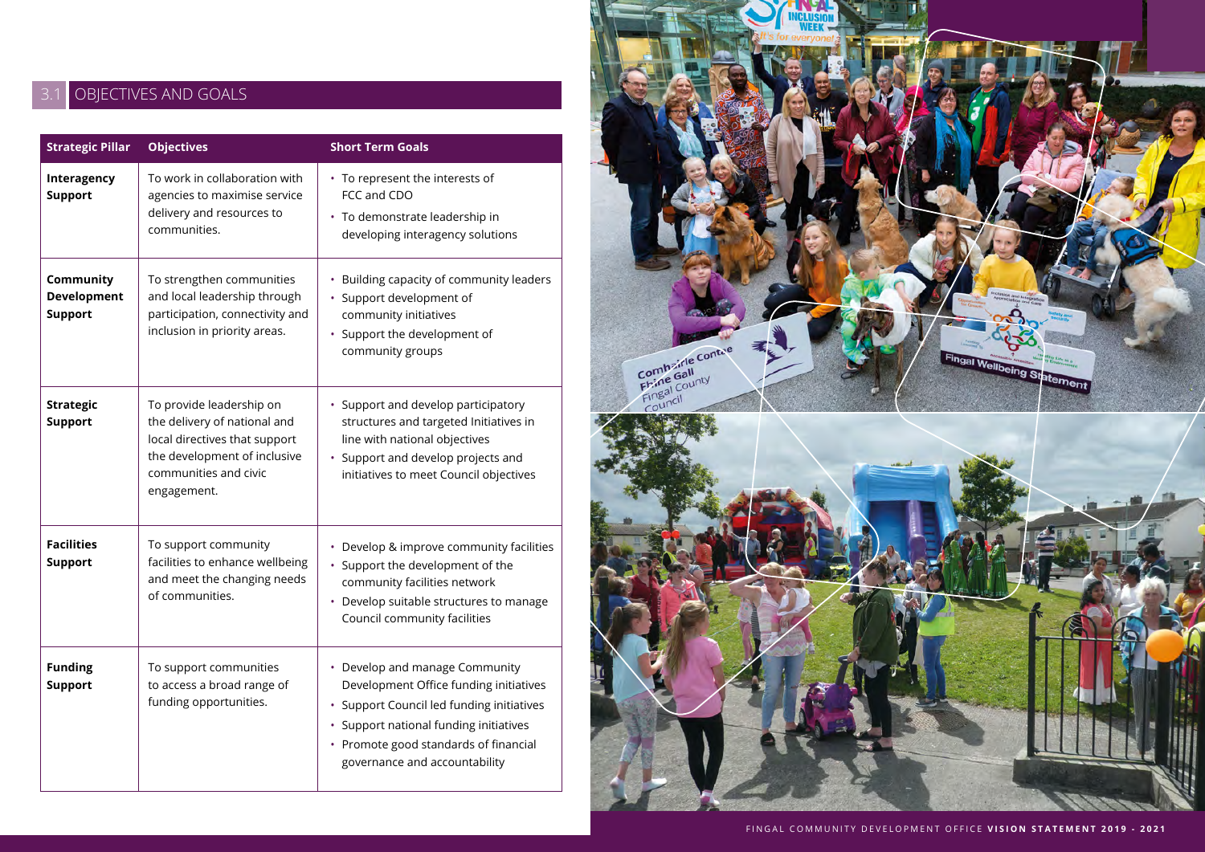## 3.1 OBJECTIVES AND GOALS

| Strategic Pillar | Objectives | Short Term Goals |
|---|---|---|
| **Interagency Support** | To work in collaboration with agencies to maximise service delivery and resources to communities. | • To represent the interests of FCC and CDO<br>• To demonstrate leadership in developing interagency solutions |
| **Community Development Support** | To strengthen communities and local leadership through participation, connectivity and inclusion in priority areas. | • Building capacity of community leaders<br>• Support development of community initiatives<br>• Support the development of community groups |
| **Strategic Support** | To provide leadership on the delivery of national and local directives that support the development of inclusive communities and civic engagement. | • Support and develop participatory structures and targeted Initiatives in line with national objectives<br>• Support and develop projects and initiatives to meet Council objectives |
| **Facilities Support** | To support community facilities to enhance wellbeing and meet the changing needs of communities. | • Develop & improve community facilities<br>• Support the development of the community facilities network<br>• Develop suitable structures to manage Council community facilities |
| **Funding Support** | To support communities to access a broad range of funding opportunities. | • Develop and manage Community Development Office funding initiatives<br>• Support Council led funding initiatives<br>• Support national funding initiatives<br>• Promote good standards of financial governance and accountability |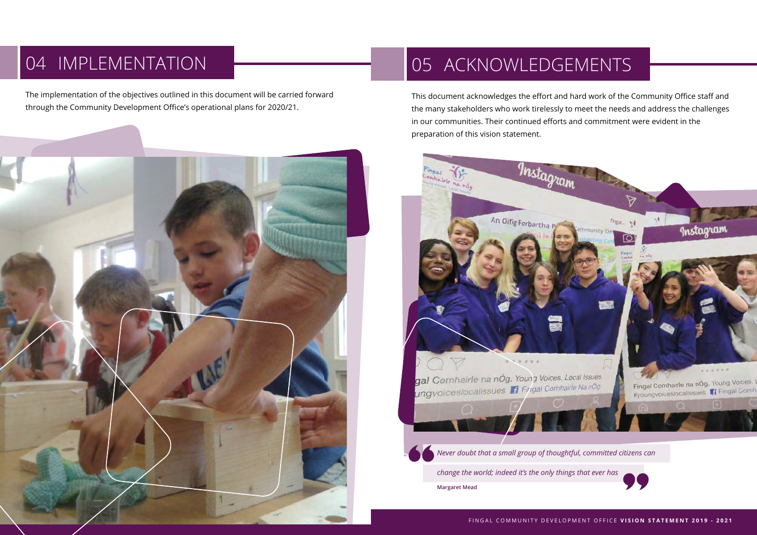# 04 IMPLEMENTATION

The implementation of the objectives outlined in this document will be carried forward through the Community Development Office's operational plans for 2020/21.

# 05 ACKNOWLEDGEMENTS

This document acknowledges the effort and hard work of the Community Office staff and the many stakeholders who work tirelessly to meet the needs and address the challenges in our communities. Their continued efforts and commitment were evident in the preparation of this vision statement.

*Never doubt that a small group of thoughtful, committed citizens can change the world; indeed it's the only things that ever has*

**Margaret Mead**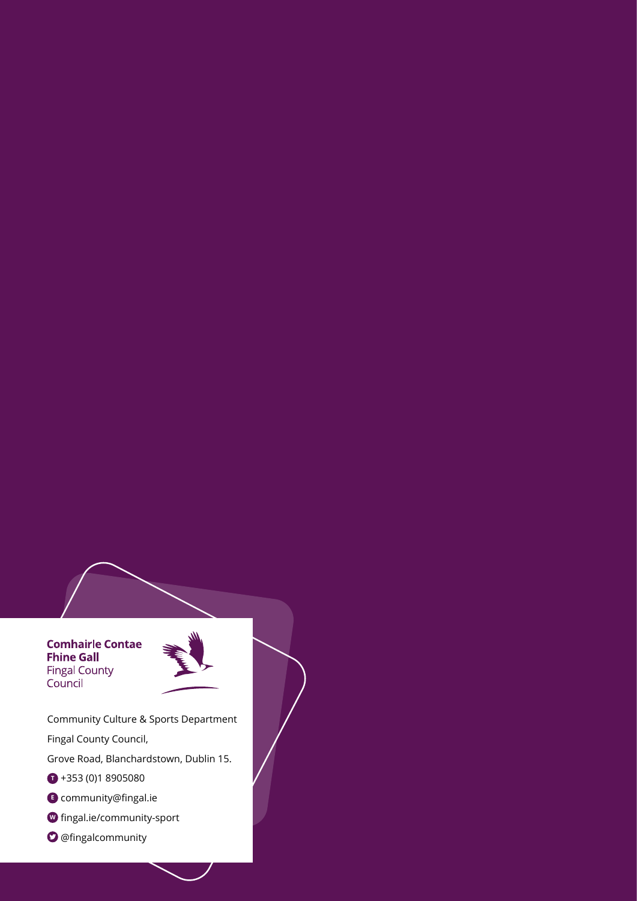**Comhairle Contae**
**Fhine Gall**
Fingal County
Council

Community Culture & Sports Department

Fingal County Council,

Grove Road, Blanchardstown, Dublin 15.

T +353 (0)1 8905080

E community@fingal.ie

W fingal.ie/community-sport

@fingalcommunity